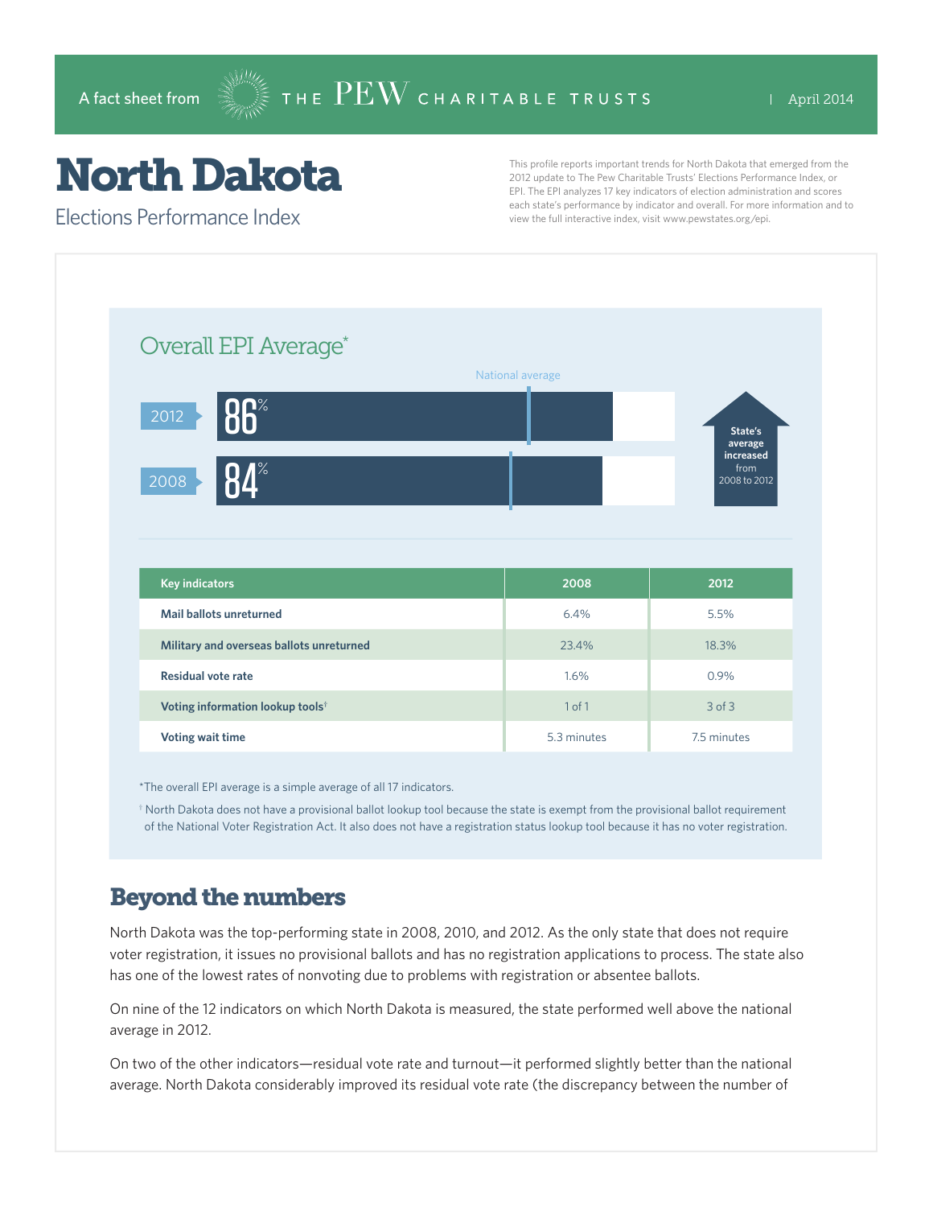A fact sheet from THE PEW CHARITABLE TRUSTS | April 2014

# North Dakota

## Elections Performance Index

This profile reports important trends for North Dakota that emerged from the 2012 update to The Pew Charitable Trusts' Elections Performance Index, or EPI. The EPI analyzes 17 key indicators of election administration and scores each state's performance by indicator and overall. For more information and to view the full interactive index, visit www.pewstates.org/epi.

### Overall EPI Average*

National average

2012: 86%

2008: 84%

State's average increased from 2008 to 2012

| Key indicators | 2008 | 2012 |
|---|---|---|
| Mail ballots unreturned | 6.4% | 5.5% |
| Military and overseas ballots unreturned | 23.4% | 18.3% |
| Residual vote rate | 1.6% | 0.9% |
| Voting information lookup tools† | 1 of 1 | 3 of 3 |
| Voting wait time | 5.3 minutes | 7.5 minutes |

*The overall EPI average is a simple average of all 17 indicators.

† North Dakota does not have a provisional ballot lookup tool because the state is exempt from the provisional ballot requirement of the National Voter Registration Act. It also does not have a registration status lookup tool because it has no voter registration.

## Beyond the numbers

North Dakota was the top-performing state in 2008, 2010, and 2012. As the only state that does not require voter registration, it issues no provisional ballots and has no registration applications to process. The state also has one of the lowest rates of nonvoting due to problems with registration or absentee ballots.

On nine of the 12 indicators on which North Dakota is measured, the state performed well above the national average in 2012.

On two of the other indicators—residual vote rate and turnout—it performed slightly better than the national average. North Dakota considerably improved its residual vote rate (the discrepancy between the number of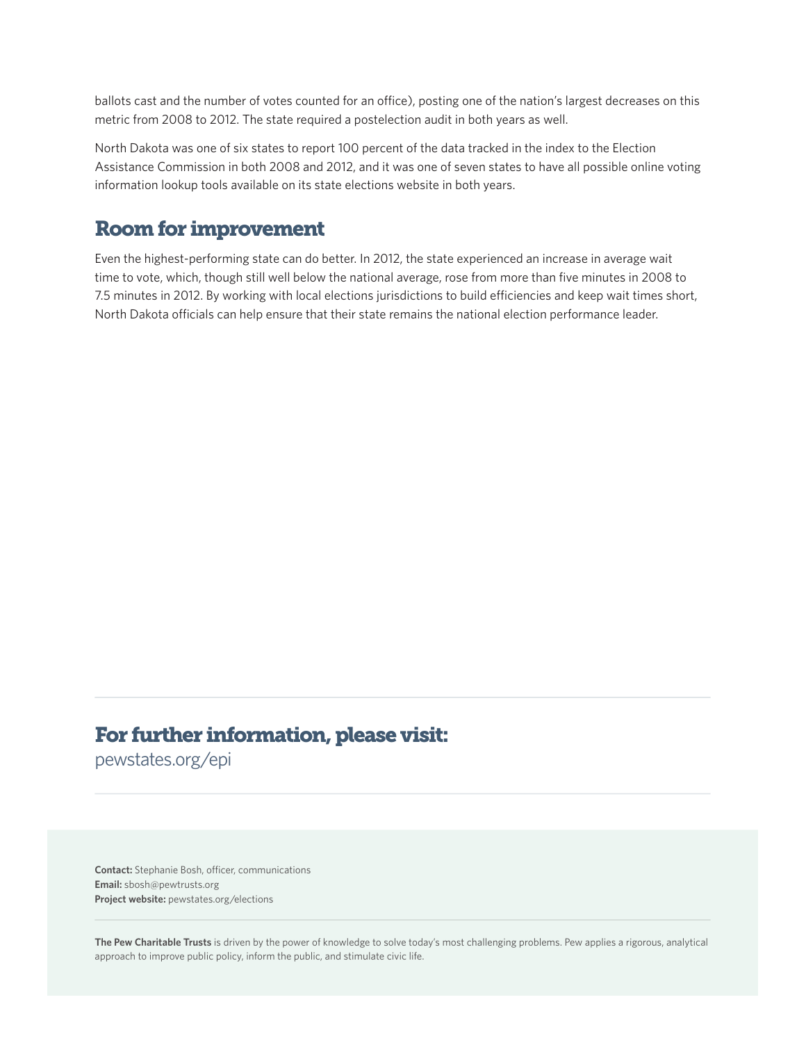ballots cast and the number of votes counted for an office), posting one of the nation's largest decreases on this metric from 2008 to 2012. The state required a postelection audit in both years as well.

North Dakota was one of six states to report 100 percent of the data tracked in the index to the Election Assistance Commission in both 2008 and 2012, and it was one of seven states to have all possible online voting information lookup tools available on its state elections website in both years.

## Room for improvement

Even the highest-performing state can do better. In 2012, the state experienced an increase in average wait time to vote, which, though still well below the national average, rose from more than five minutes in 2008 to 7.5 minutes in 2012. By working with local elections jurisdictions to build efficiencies and keep wait times short, North Dakota officials can help ensure that their state remains the national election performance leader.

## For further information, please visit:

pewstates.org/epi

**Contact:** Stephanie Bosh, officer, communications
**Email:** sbosh@pewtrusts.org
**Project website:** pewstates.org/elections

**The Pew Charitable Trusts** is driven by the power of knowledge to solve today's most challenging problems. Pew applies a rigorous, analytical approach to improve public policy, inform the public, and stimulate civic life.